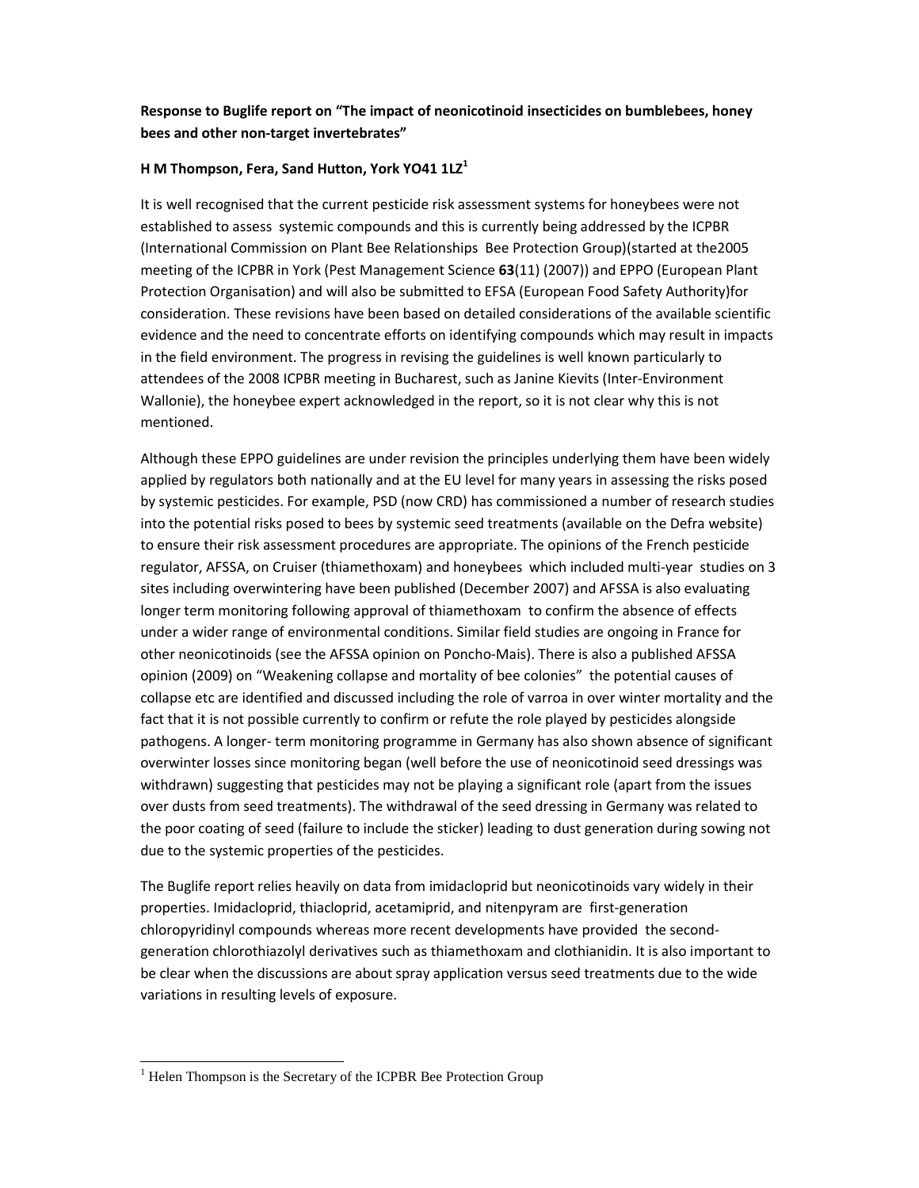**Response to Buglife report on "The impact of neonicotinoid insecticides on bumblebees, honey bees and other non-target invertebrates"**

**H M Thompson, Fera, Sand Hutton, York YO41 1LZ[1]**

It is well recognised that the current pesticide risk assessment systems for honeybees were not established to assess systemic compounds and this is currently being addressed by the ICPBR (International Commission on Plant Bee Relationships Bee Protection Group)(started at the2005 meeting of the ICPBR in York (Pest Management Science **63**(11) (2007)) and EPPO (European Plant Protection Organisation) and will also be submitted to EFSA (European Food Safety Authority)for consideration. These revisions have been based on detailed considerations of the available scientific evidence and the need to concentrate efforts on identifying compounds which may result in impacts in the field environment. The progress in revising the guidelines is well known particularly to attendees of the 2008 ICPBR meeting in Bucharest, such as Janine Kievits (Inter-Environment Wallonie), the honeybee expert acknowledged in the report, so it is not clear why this is not mentioned.

Although these EPPO guidelines are under revision the principles underlying them have been widely applied by regulators both nationally and at the EU level for many years in assessing the risks posed by systemic pesticides. For example, PSD (now CRD) has commissioned a number of research studies into the potential risks posed to bees by systemic seed treatments (available on the Defra website) to ensure their risk assessment procedures are appropriate. The opinions of the French pesticide regulator, AFSSA, on Cruiser (thiamethoxam) and honeybees which included multi-year studies on 3 sites including overwintering have been published (December 2007) and AFSSA is also evaluating longer term monitoring following approval of thiamethoxam to confirm the absence of effects under a wider range of environmental conditions. Similar field studies are ongoing in France for other neonicotinoids (see the AFSSA opinion on Poncho-Mais). There is also a published AFSSA opinion (2009) on "Weakening collapse and mortality of bee colonies" the potential causes of collapse etc are identified and discussed including the role of varroa in over winter mortality and the fact that it is not possible currently to confirm or refute the role played by pesticides alongside pathogens. A longer- term monitoring programme in Germany has also shown absence of significant overwinter losses since monitoring began (well before the use of neonicotinoid seed dressings was withdrawn) suggesting that pesticides may not be playing a significant role (apart from the issues over dusts from seed treatments). The withdrawal of the seed dressing in Germany was related to the poor coating of seed (failure to include the sticker) leading to dust generation during sowing not due to the systemic properties of the pesticides.

The Buglife report relies heavily on data from imidacloprid but neonicotinoids vary widely in their properties. Imidacloprid, thiacloprid, acetamiprid, and nitenpyram are first-generation chloropyridinyl compounds whereas more recent developments have provided the second-generation chlorothiazolyl derivatives such as thiamethoxam and clothianidin. It is also important to be clear when the discussions are about spray application versus seed treatments due to the wide variations in resulting levels of exposure.

---

[1] Helen Thompson is the Secretary of the ICPBR Bee Protection Group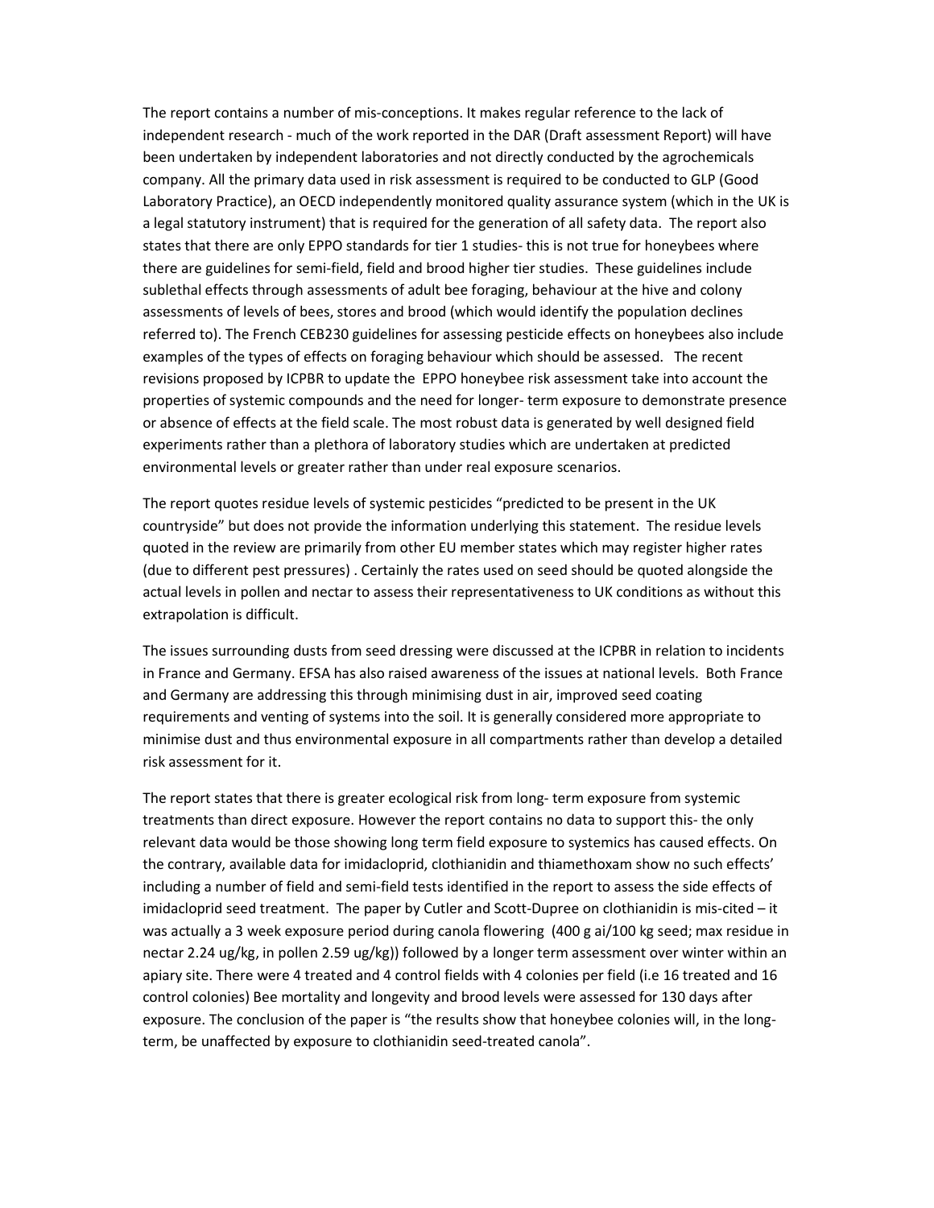The report contains a number of mis-conceptions. It makes regular reference to the lack of independent research - much of the work reported in the DAR (Draft assessment Report) will have been undertaken by independent laboratories and not directly conducted by the agrochemicals company. All the primary data used in risk assessment is required to be conducted to GLP (Good Laboratory Practice), an OECD independently monitored quality assurance system (which in the UK is a legal statutory instrument) that is required for the generation of all safety data. The report also states that there are only EPPO standards for tier 1 studies- this is not true for honeybees where there are guidelines for semi-field, field and brood higher tier studies. These guidelines include sublethal effects through assessments of adult bee foraging, behaviour at the hive and colony assessments of levels of bees, stores and brood (which would identify the population declines referred to). The French CEB230 guidelines for assessing pesticide effects on honeybees also include examples of the types of effects on foraging behaviour which should be assessed. The recent revisions proposed by ICPBR to update the EPPO honeybee risk assessment take into account the properties of systemic compounds and the need for longer- term exposure to demonstrate presence or absence of effects at the field scale. The most robust data is generated by well designed field experiments rather than a plethora of laboratory studies which are undertaken at predicted environmental levels or greater rather than under real exposure scenarios.

The report quotes residue levels of systemic pesticides "predicted to be present in the UK countryside" but does not provide the information underlying this statement. The residue levels quoted in the review are primarily from other EU member states which may register higher rates (due to different pest pressures) . Certainly the rates used on seed should be quoted alongside the actual levels in pollen and nectar to assess their representativeness to UK conditions as without this extrapolation is difficult.

The issues surrounding dusts from seed dressing were discussed at the ICPBR in relation to incidents in France and Germany. EFSA has also raised awareness of the issues at national levels. Both France and Germany are addressing this through minimising dust in air, improved seed coating requirements and venting of systems into the soil. It is generally considered more appropriate to minimise dust and thus environmental exposure in all compartments rather than develop a detailed risk assessment for it.

The report states that there is greater ecological risk from long- term exposure from systemic treatments than direct exposure. However the report contains no data to support this- the only relevant data would be those showing long term field exposure to systemics has caused effects. On the contrary, available data for imidacloprid, clothianidin and thiamethoxam show no such effects' including a number of field and semi-field tests identified in the report to assess the side effects of imidacloprid seed treatment. The paper by Cutler and Scott-Dupree on clothianidin is mis-cited – it was actually a 3 week exposure period during canola flowering (400 g ai/100 kg seed; max residue in nectar 2.24 ug/kg, in pollen 2.59 ug/kg)) followed by a longer term assessment over winter within an apiary site. There were 4 treated and 4 control fields with 4 colonies per field (i.e 16 treated and 16 control colonies) Bee mortality and longevity and brood levels were assessed for 130 days after exposure. The conclusion of the paper is "the results show that honeybee colonies will, in the long-term, be unaffected by exposure to clothianidin seed-treated canola".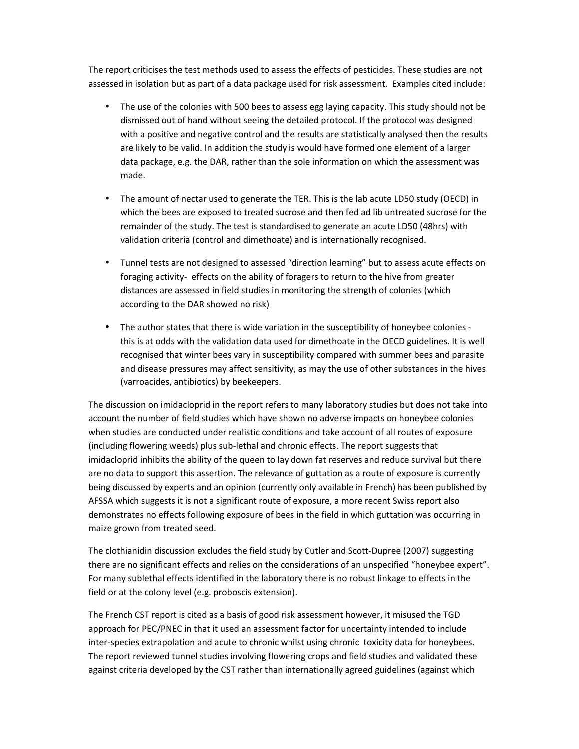The report criticises the test methods used to assess the effects of pesticides. These studies are not assessed in isolation but as part of a data package used for risk assessment. Examples cited include:

- The use of the colonies with 500 bees to assess egg laying capacity. This study should not be dismissed out of hand without seeing the detailed protocol. If the protocol was designed with a positive and negative control and the results are statistically analysed then the results are likely to be valid. In addition the study is would have formed one element of a larger data package, e.g. the DAR, rather than the sole information on which the assessment was made.

- The amount of nectar used to generate the TER. This is the lab acute LD50 study (OECD) in which the bees are exposed to treated sucrose and then fed ad lib untreated sucrose for the remainder of the study. The test is standardised to generate an acute LD50 (48hrs) with validation criteria (control and dimethoate) and is internationally recognised.

- Tunnel tests are not designed to assessed "direction learning" but to assess acute effects on foraging activity- effects on the ability of foragers to return to the hive from greater distances are assessed in field studies in monitoring the strength of colonies (which according to the DAR showed no risk)

- The author states that there is wide variation in the susceptibility of honeybee colonies - this is at odds with the validation data used for dimethoate in the OECD guidelines. It is well recognised that winter bees vary in susceptibility compared with summer bees and parasite and disease pressures may affect sensitivity, as may the use of other substances in the hives (varroacides, antibiotics) by beekeepers.

The discussion on imidacloprid in the report refers to many laboratory studies but does not take into account the number of field studies which have shown no adverse impacts on honeybee colonies when studies are conducted under realistic conditions and take account of all routes of exposure (including flowering weeds) plus sub-lethal and chronic effects. The report suggests that imidacloprid inhibits the ability of the queen to lay down fat reserves and reduce survival but there are no data to support this assertion. The relevance of guttation as a route of exposure is currently being discussed by experts and an opinion (currently only available in French) has been published by AFSSA which suggests it is not a significant route of exposure, a more recent Swiss report also demonstrates no effects following exposure of bees in the field in which guttation was occurring in maize grown from treated seed.

The clothianidin discussion excludes the field study by Cutler and Scott-Dupree (2007) suggesting there are no significant effects and relies on the considerations of an unspecified "honeybee expert". For many sublethal effects identified in the laboratory there is no robust linkage to effects in the field or at the colony level (e.g. proboscis extension).

The French CST report is cited as a basis of good risk assessment however, it misused the TGD approach for PEC/PNEC in that it used an assessment factor for uncertainty intended to include inter-species extrapolation and acute to chronic whilst using chronic toxicity data for honeybees. The report reviewed tunnel studies involving flowering crops and field studies and validated these against criteria developed by the CST rather than internationally agreed guidelines (against which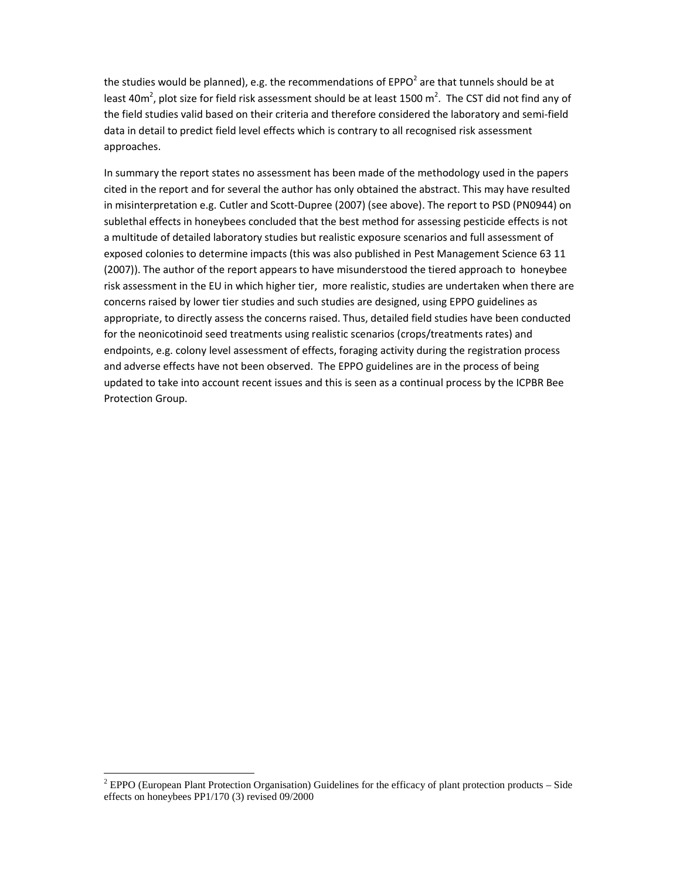the studies would be planned), e.g. the recommendations of EPPO[2] are that tunnels should be at least $40m^2$, plot size for field risk assessment should be at least $1500\ m^2$. The CST did not find any of the field studies valid based on their criteria and therefore considered the laboratory and semi-field data in detail to predict field level effects which is contrary to all recognised risk assessment approaches.

In summary the report states no assessment has been made of the methodology used in the papers cited in the report and for several the author has only obtained the abstract. This may have resulted in misinterpretation e.g. Cutler and Scott-Dupree (2007) (see above). The report to PSD (PN0944) on sublethal effects in honeybees concluded that the best method for assessing pesticide effects is not a multitude of detailed laboratory studies but realistic exposure scenarios and full assessment of exposed colonies to determine impacts (this was also published in Pest Management Science 63 11 (2007)). The author of the report appears to have misunderstood the tiered approach to honeybee risk assessment in the EU in which higher tier, more realistic, studies are undertaken when there are concerns raised by lower tier studies and such studies are designed, using EPPO guidelines as appropriate, to directly assess the concerns raised. Thus, detailed field studies have been conducted for the neonicotinoid seed treatments using realistic scenarios (crops/treatments rates) and endpoints, e.g. colony level assessment of effects, foraging activity during the registration process and adverse effects have not been observed. The EPPO guidelines are in the process of being updated to take into account recent issues and this is seen as a continual process by the ICPBR Bee Protection Group.

[2] EPPO (European Plant Protection Organisation) Guidelines for the efficacy of plant protection products – Side effects on honeybees PP1/170 (3) revised 09/2000